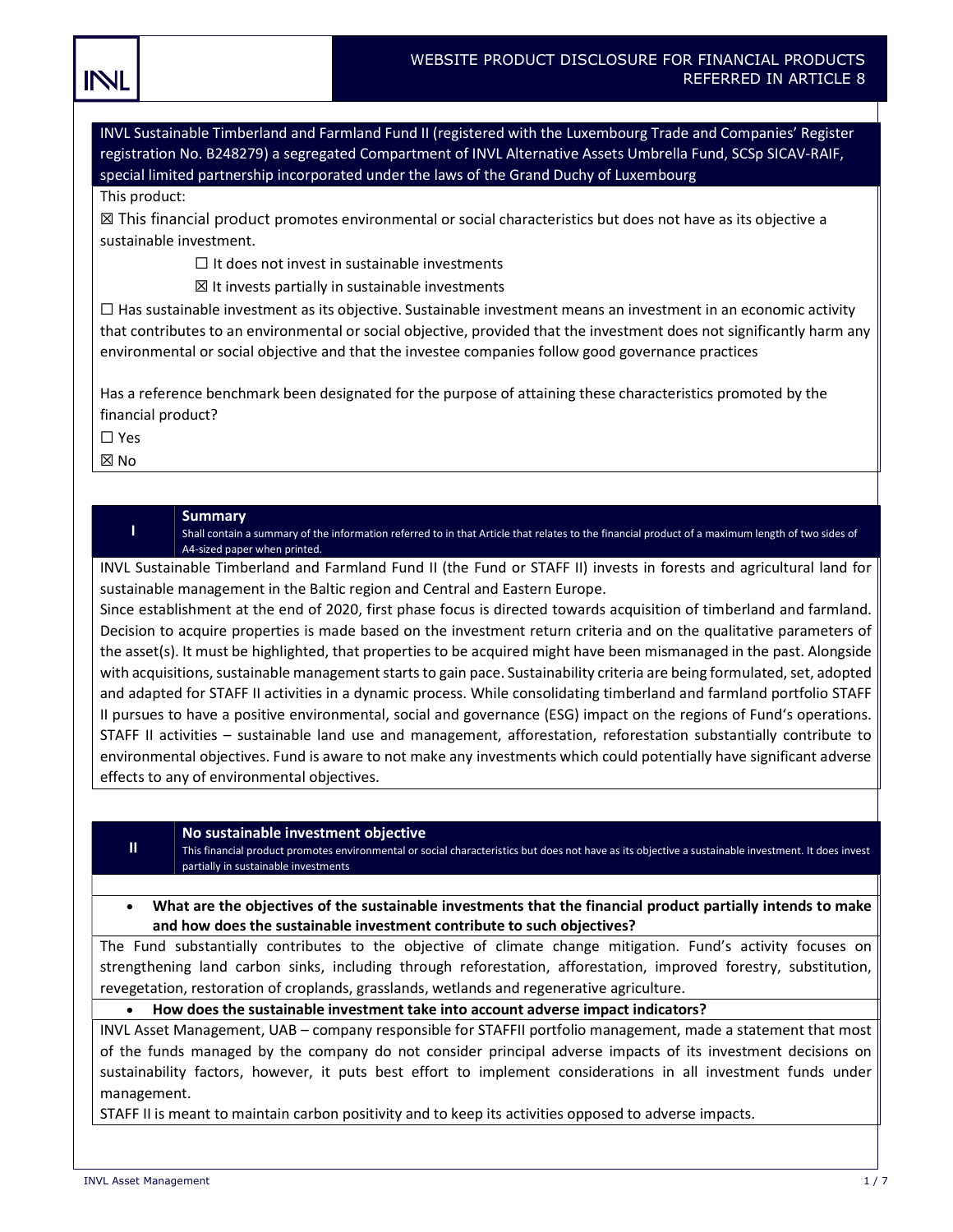# WEBSITE PRODUCT DISCLOSURE FOR FINANCIAL PRODUCTS REFERRED IN ARTICLE 8

**INVL Sustainable Timberland and Farmland Fund II (registered with the Luxembourg Trade and Companies' Register registration No. B248279) a segregated Compartment of INVL Alternative Assets Umbrella Fund, SCSp SICAV-RAIF, special limited partnership incorporated under the laws of the Grand Duchy of Luxembourg**

This product:

☒ This financial product promotes environmental or social characteristics but does not have as its objective a sustainable investment.

- ☐ It does not invest in sustainable investments
- ☒ It invests partially in sustainable investments

☐ Has sustainable investment as its objective. Sustainable investment means an investment in an economic activity that contributes to an environmental or social objective, provided that the investment does not significantly harm any environmental or social objective and that the investee companies follow good governance practices

Has a reference benchmark been designated for the purpose of attaining these characteristics promoted by the financial product?

☐ Yes

☒ No

## I Summary

Shall contain a summary of the information referred to in that Article that relates to the financial product of a maximum length of two sides of A4-sized paper when printed.

INVL Sustainable Timberland and Farmland Fund II (the Fund or STAFF II) invests in forests and agricultural land for sustainable management in the Baltic region and Central and Eastern Europe.

Since establishment at the end of 2020, first phase focus is directed towards acquisition of timberland and farmland. Decision to acquire properties is made based on the investment return criteria and on the qualitative parameters of the asset(s). It must be highlighted, that properties to be acquired might have been mismanaged in the past. Alongside with acquisitions, sustainable management starts to gain pace. Sustainability criteria are being formulated, set, adopted and adapted for STAFF II activities in a dynamic process. While consolidating timberland and farmland portfolio STAFF II pursues to have a positive environmental, social and governance (ESG) impact on the regions of Fund's operations. STAFF II activities – sustainable land use and management, afforestation, reforestation substantially contribute to environmental objectives. Fund is aware to not make any investments which could potentially have significant adverse effects to any of environmental objectives.

## II No sustainable investment objective

This financial product promotes environmental or social characteristics but does not have as its objective a sustainable investment. It does invest partially in sustainable investments

- **What are the objectives of the sustainable investments that the financial product partially intends to make and how does the sustainable investment contribute to such objectives?**

The Fund substantially contributes to the objective of climate change mitigation. Fund's activity focuses on strengthening land carbon sinks, including through reforestation, afforestation, improved forestry, substitution, revegetation, restoration of croplands, grasslands, wetlands and regenerative agriculture.

- **How does the sustainable investment take into account adverse impact indicators?**

INVL Asset Management, UAB – company responsible for STAFFII portfolio management, made a statement that most of the funds managed by the company do not consider principal adverse impacts of its investment decisions on sustainability factors, however, it puts best effort to implement considerations in all investment funds under management.

STAFF II is meant to maintain carbon positivity and to keep its activities opposed to adverse impacts.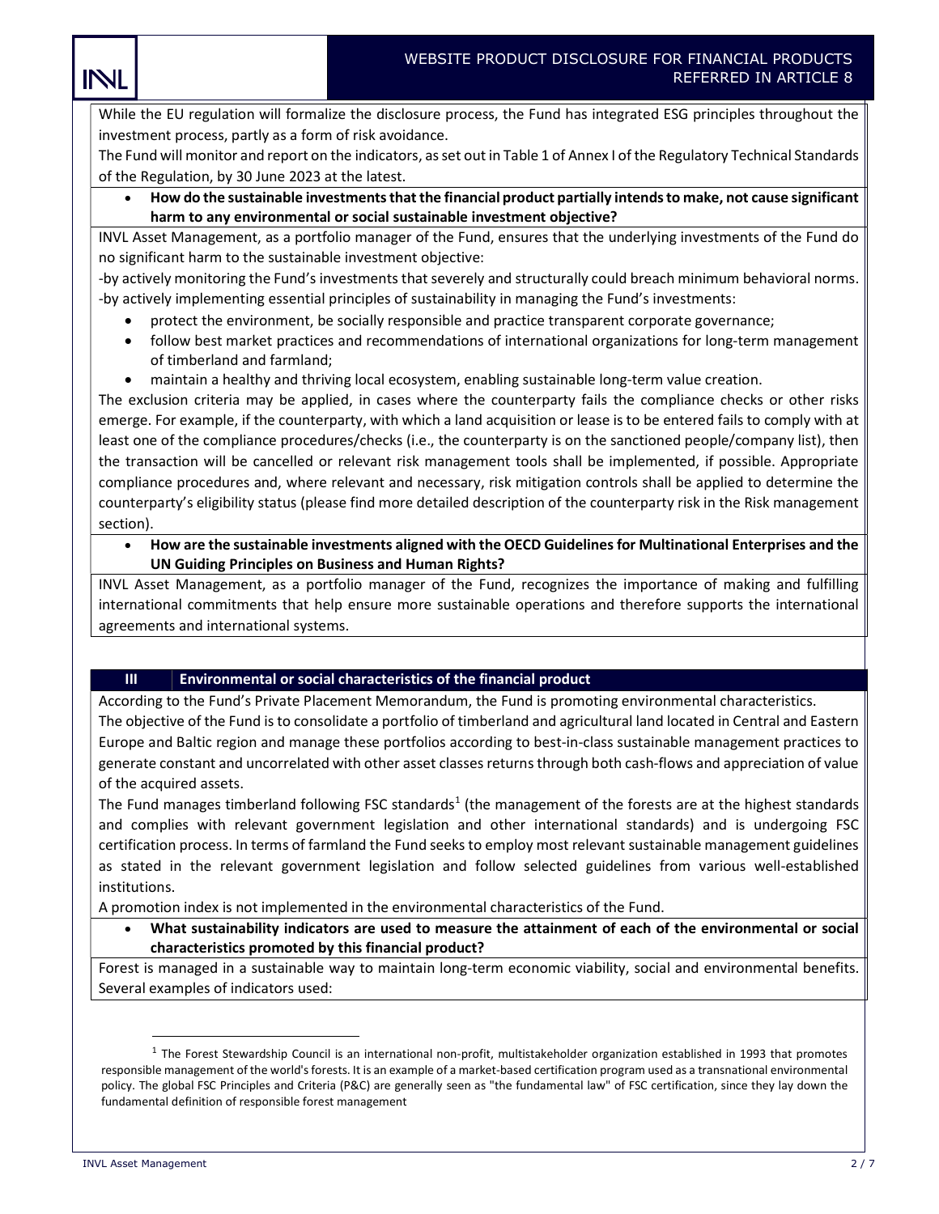While the EU regulation will formalize the disclosure process, the Fund has integrated ESG principles throughout the investment process, partly as a form of risk avoidance.

The Fund will monitor and report on the indicators, as set out in Table 1 of Annex I of the Regulatory Technical Standards of the Regulation, by 30 June 2023 at the latest.

- **How do the sustainable investments that the financial product partially intends to make, not cause significant harm to any environmental or social sustainable investment objective?**

INVL Asset Management, as a portfolio manager of the Fund, ensures that the underlying investments of the Fund do no significant harm to the sustainable investment objective:

-by actively monitoring the Fund's investments that severely and structurally could breach minimum behavioral norms.

-by actively implementing essential principles of sustainability in managing the Fund's investments:

- protect the environment, be socially responsible and practice transparent corporate governance;
- follow best market practices and recommendations of international organizations for long-term management of timberland and farmland;
- maintain a healthy and thriving local ecosystem, enabling sustainable long-term value creation.

The exclusion criteria may be applied, in cases where the counterparty fails the compliance checks or other risks emerge. For example, if the counterparty, with which a land acquisition or lease is to be entered fails to comply with at least one of the compliance procedures/checks (i.e., the counterparty is on the sanctioned people/company list), then the transaction will be cancelled or relevant risk management tools shall be implemented, if possible. Appropriate compliance procedures and, where relevant and necessary, risk mitigation controls shall be applied to determine the counterparty's eligibility status (please find more detailed description of the counterparty risk in the Risk management section).

- **How are the sustainable investments aligned with the OECD Guidelines for Multinational Enterprises and the UN Guiding Principles on Business and Human Rights?**

INVL Asset Management, as a portfolio manager of the Fund, recognizes the importance of making and fulfilling international commitments that help ensure more sustainable operations and therefore supports the international agreements and international systems.

## III Environmental or social characteristics of the financial product

According to the Fund's Private Placement Memorandum, the Fund is promoting environmental characteristics.

The objective of the Fund is to consolidate a portfolio of timberland and agricultural land located in Central and Eastern Europe and Baltic region and manage these portfolios according to best-in-class sustainable management practices to generate constant and uncorrelated with other asset classes returns through both cash-flows and appreciation of value of the acquired assets.

The Fund manages timberland following FSC standards[1] (the management of the forests are at the highest standards and complies with relevant government legislation and other international standards) and is undergoing FSC certification process. In terms of farmland the Fund seeks to employ most relevant sustainable management guidelines as stated in the relevant government legislation and follow selected guidelines from various well-established institutions.

A promotion index is not implemented in the environmental characteristics of the Fund.

- **What sustainability indicators are used to measure the attainment of each of the environmental or social characteristics promoted by this financial product?**

Forest is managed in a sustainable way to maintain long-term economic viability, social and environmental benefits. Several examples of indicators used:

[1] The Forest Stewardship Council is an international non-profit, multistakeholder organization established in 1993 that promotes responsible management of the world's forests. It is an example of a market-based certification program used as a transnational environmental policy. The global FSC Principles and Criteria (P&C) are generally seen as "the fundamental law" of FSC certification, since they lay down the fundamental definition of responsible forest management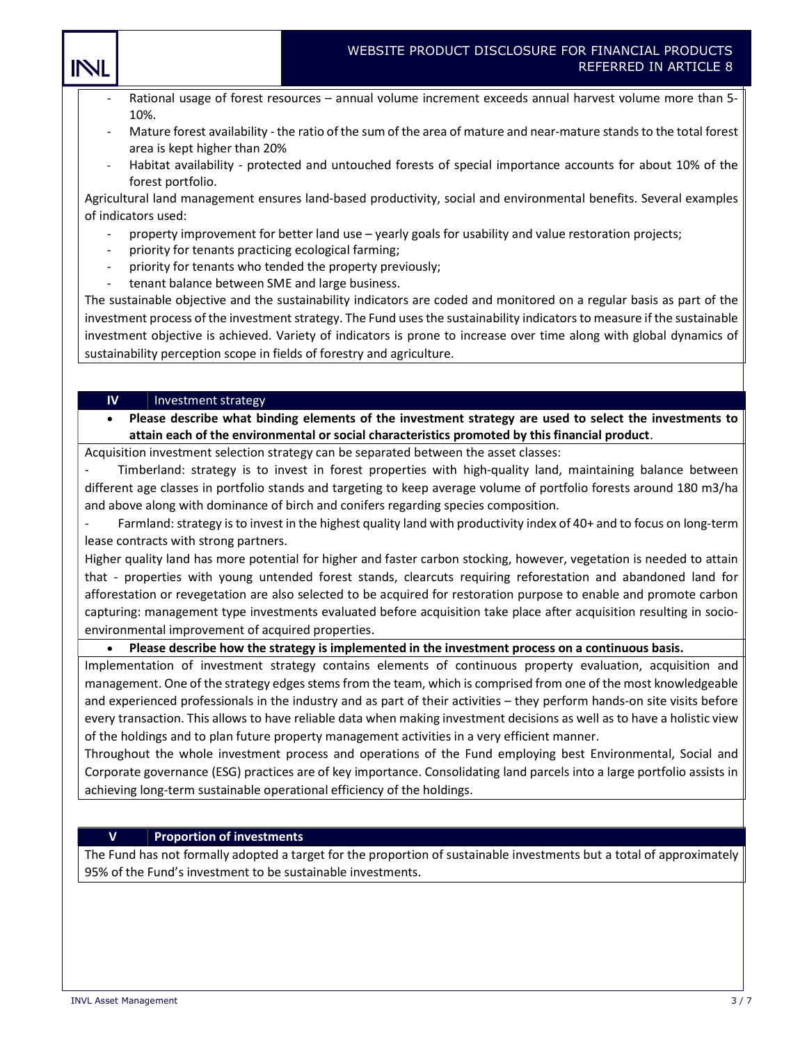- Rational usage of forest resources – annual volume increment exceeds annual harvest volume more than 5-10%.
- Mature forest availability - the ratio of the sum of the area of mature and near-mature stands to the total forest area is kept higher than 20%
- Habitat availability - protected and untouched forests of special importance accounts for about 10% of the forest portfolio.

Agricultural land management ensures land-based productivity, social and environmental benefits. Several examples of indicators used:

- property improvement for better land use – yearly goals for usability and value restoration projects;
- priority for tenants practicing ecological farming;
- priority for tenants who tended the property previously;
- tenant balance between SME and large business.

The sustainable objective and the sustainability indicators are coded and monitored on a regular basis as part of the investment process of the investment strategy. The Fund uses the sustainability indicators to measure if the sustainable investment objective is achieved. Variety of indicators is prone to increase over time along with global dynamics of sustainability perception scope in fields of forestry and agriculture.

## IV Investment strategy

- **Please describe what binding elements of the investment strategy are used to select the investments to attain each of the environmental or social characteristics promoted by this financial product**.

Acquisition investment selection strategy can be separated between the asset classes:

- Timberland: strategy is to invest in forest properties with high-quality land, maintaining balance between different age classes in portfolio stands and targeting to keep average volume of portfolio forests around 180 m3/ha and above along with dominance of birch and conifers regarding species composition.
- Farmland: strategy is to invest in the highest quality land with productivity index of 40+ and to focus on long-term lease contracts with strong partners.

Higher quality land has more potential for higher and faster carbon stocking, however, vegetation is needed to attain that - properties with young untended forest stands, clearcuts requiring reforestation and abandoned land for afforestation or revegetation are also selected to be acquired for restoration purpose to enable and promote carbon capturing: management type investments evaluated before acquisition take place after acquisition resulting in socio-environmental improvement of acquired properties.

- **Please describe how the strategy is implemented in the investment process on a continuous basis.**

Implementation of investment strategy contains elements of continuous property evaluation, acquisition and management. One of the strategy edges stems from the team, which is comprised from one of the most knowledgeable and experienced professionals in the industry and as part of their activities – they perform hands-on site visits before every transaction. This allows to have reliable data when making investment decisions as well as to have a holistic view of the holdings and to plan future property management activities in a very efficient manner.

Throughout the whole investment process and operations of the Fund employing best Environmental, Social and Corporate governance (ESG) practices are of key importance. Consolidating land parcels into a large portfolio assists in achieving long-term sustainable operational efficiency of the holdings.

## V Proportion of investments

The Fund has not formally adopted a target for the proportion of sustainable investments but a total of approximately 95% of the Fund's investment to be sustainable investments.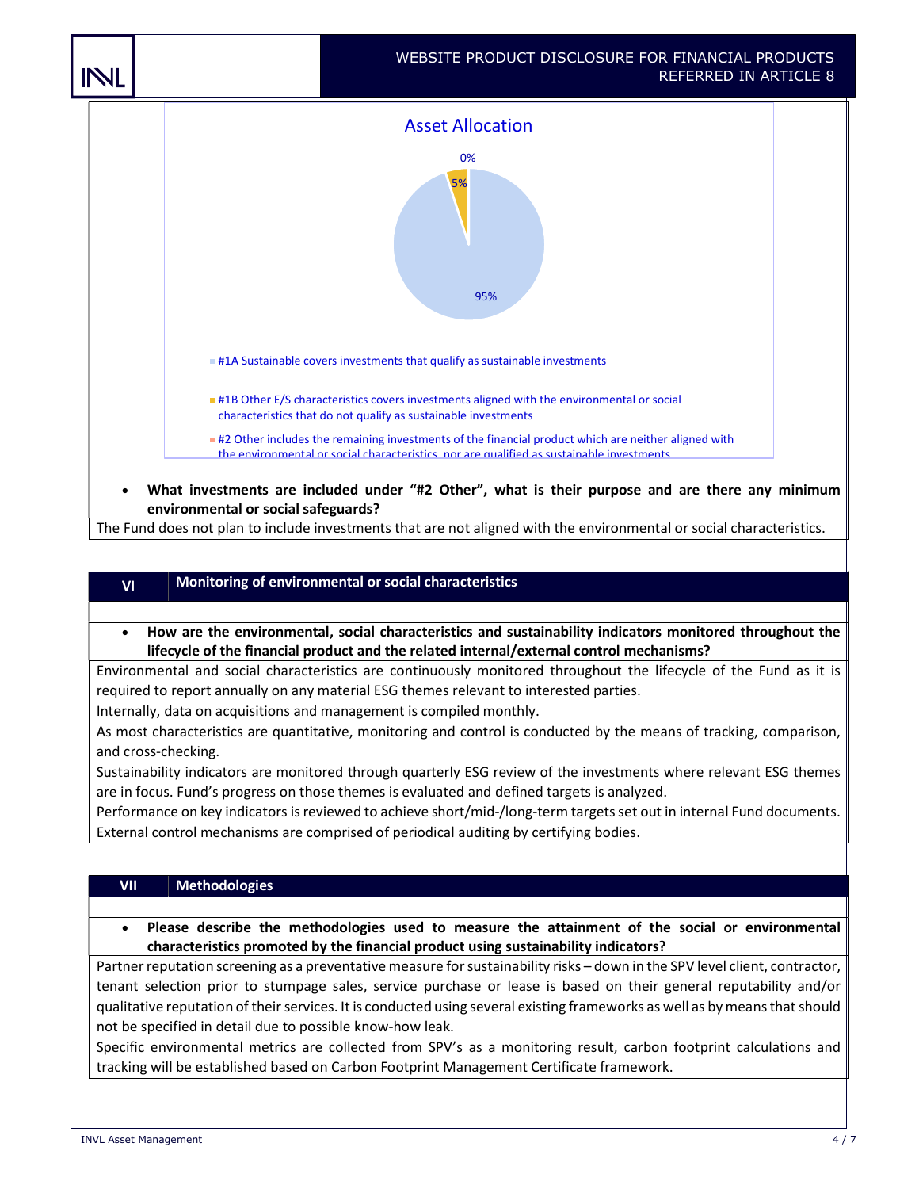Asset Allocation

0%

5%

95%

- #1A Sustainable covers investments that qualify as sustainable investments
- #1B Other E/S characteristics covers investments aligned with the environmental or social characteristics that do not qualify as sustainable investments
- #2 Other includes the remaining investments of the financial product which are neither aligned with the environmental or social characteristics, nor are qualified as sustainable investments

- **What investments are included under "#2 Other", what is their purpose and are there any minimum environmental or social safeguards?**

The Fund does not plan to include investments that are not aligned with the environmental or social characteristics.

## VI Monitoring of environmental or social characteristics

- **How are the environmental, social characteristics and sustainability indicators monitored throughout the lifecycle of the financial product and the related internal/external control mechanisms?**

Environmental and social characteristics are continuously monitored throughout the lifecycle of the Fund as it is required to report annually on any material ESG themes relevant to interested parties.

Internally, data on acquisitions and management is compiled monthly.

As most characteristics are quantitative, monitoring and control is conducted by the means of tracking, comparison, and cross-checking.

Sustainability indicators are monitored through quarterly ESG review of the investments where relevant ESG themes are in focus. Fund's progress on those themes is evaluated and defined targets is analyzed.

Performance on key indicators is reviewed to achieve short/mid-/long-term targets set out in internal Fund documents.

External control mechanisms are comprised of periodical auditing by certifying bodies.

## VII Methodologies

- **Please describe the methodologies used to measure the attainment of the social or environmental characteristics promoted by the financial product using sustainability indicators?**

Partner reputation screening as a preventative measure for sustainability risks – down in the SPV level client, contractor, tenant selection prior to stumpage sales, service purchase or lease is based on their general reputability and/or qualitative reputation of their services. It is conducted using several existing frameworks as well as by means that should not be specified in detail due to possible know-how leak.

Specific environmental metrics are collected from SPV's as a monitoring result, carbon footprint calculations and tracking will be established based on Carbon Footprint Management Certificate framework.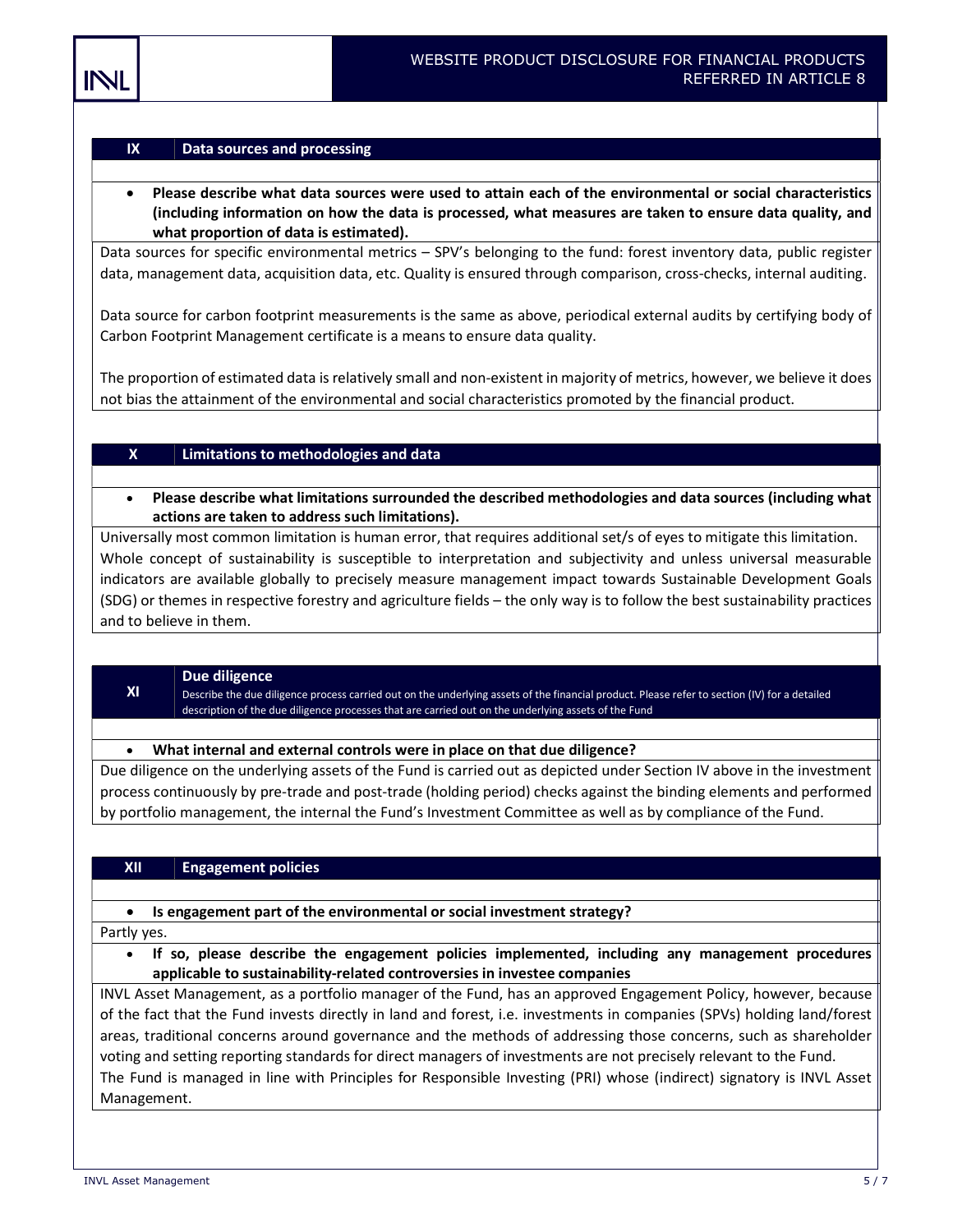## IX Data sources and processing

- **Please describe what data sources were used to attain each of the environmental or social characteristics (including information on how the data is processed, what measures are taken to ensure data quality, and what proportion of data is estimated).**

Data sources for specific environmental metrics – SPV's belonging to the fund: forest inventory data, public register data, management data, acquisition data, etc. Quality is ensured through comparison, cross-checks, internal auditing.

Data source for carbon footprint measurements is the same as above, periodical external audits by certifying body of Carbon Footprint Management certificate is a means to ensure data quality.

The proportion of estimated data is relatively small and non-existent in majority of metrics, however, we believe it does not bias the attainment of the environmental and social characteristics promoted by the financial product.

## X Limitations to methodologies and data

- **Please describe what limitations surrounded the described methodologies and data sources (including what actions are taken to address such limitations).**

Universally most common limitation is human error, that requires additional set/s of eyes to mitigate this limitation. Whole concept of sustainability is susceptible to interpretation and subjectivity and unless universal measurable indicators are available globally to precisely measure management impact towards Sustainable Development Goals (SDG) or themes in respective forestry and agriculture fields – the only way is to follow the best sustainability practices and to believe in them.

## XI Due diligence

Describe the due diligence process carried out on the underlying assets of the financial product. Please refer to section (IV) for a detailed description of the due diligence processes that are carried out on the underlying assets of the Fund

- **What internal and external controls were in place on that due diligence?**

Due diligence on the underlying assets of the Fund is carried out as depicted under Section IV above in the investment process continuously by pre-trade and post-trade (holding period) checks against the binding elements and performed by portfolio management, the internal the Fund's Investment Committee as well as by compliance of the Fund.

## XII Engagement policies

- **Is engagement part of the environmental or social investment strategy?**

Partly yes.

- **If so, please describe the engagement policies implemented, including any management procedures applicable to sustainability-related controversies in investee companies**

INVL Asset Management, as a portfolio manager of the Fund, has an approved Engagement Policy, however, because of the fact that the Fund invests directly in land and forest, i.e. investments in companies (SPVs) holding land/forest areas, traditional concerns around governance and the methods of addressing those concerns, such as shareholder voting and setting reporting standards for direct managers of investments are not precisely relevant to the Fund.
The Fund is managed in line with Principles for Responsible Investing (PRI) whose (indirect) signatory is INVL Asset Management.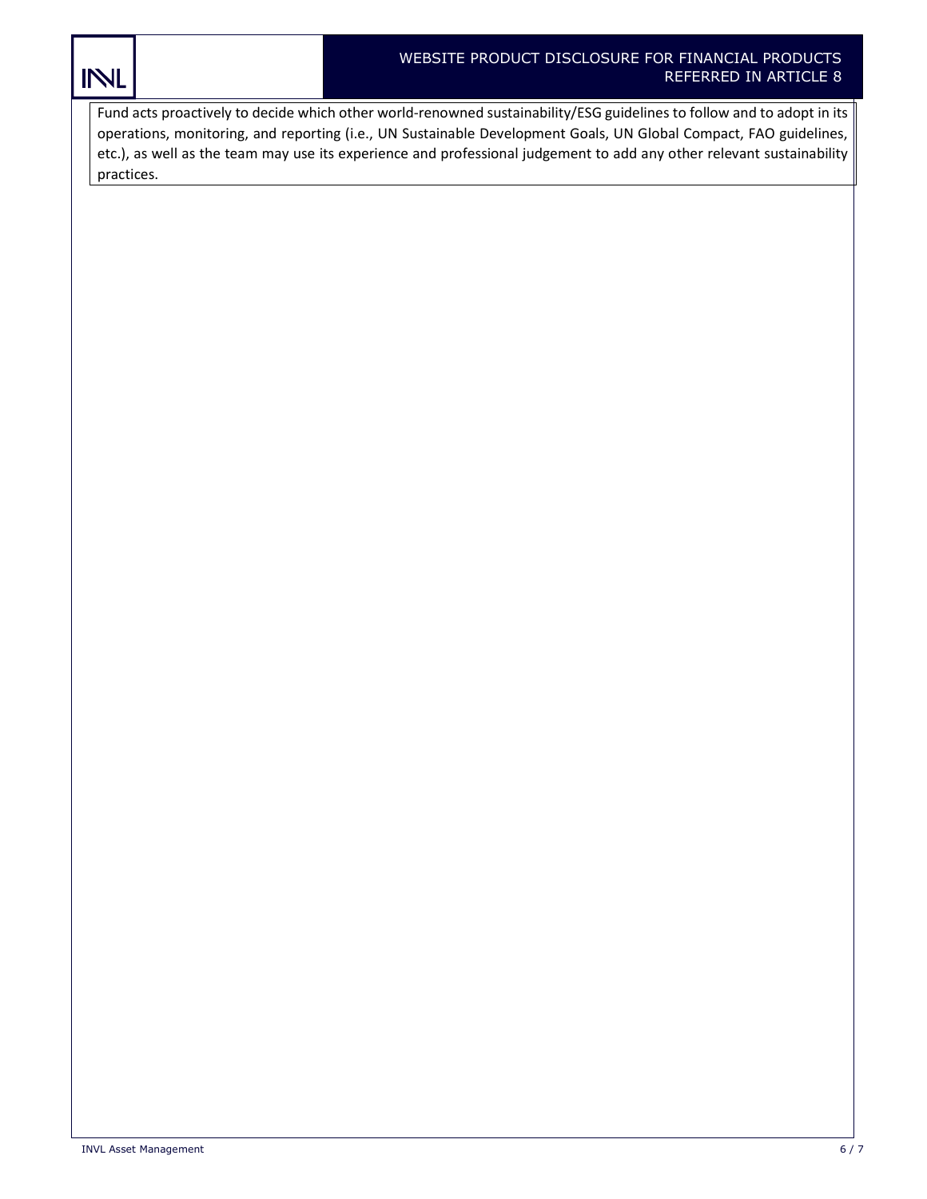Fund acts proactively to decide which other world-renowned sustainability/ESG guidelines to follow and to adopt in its operations, monitoring, and reporting (i.e., UN Sustainable Development Goals, UN Global Compact, FAO guidelines, etc.), as well as the team may use its experience and professional judgement to add any other relevant sustainability practices.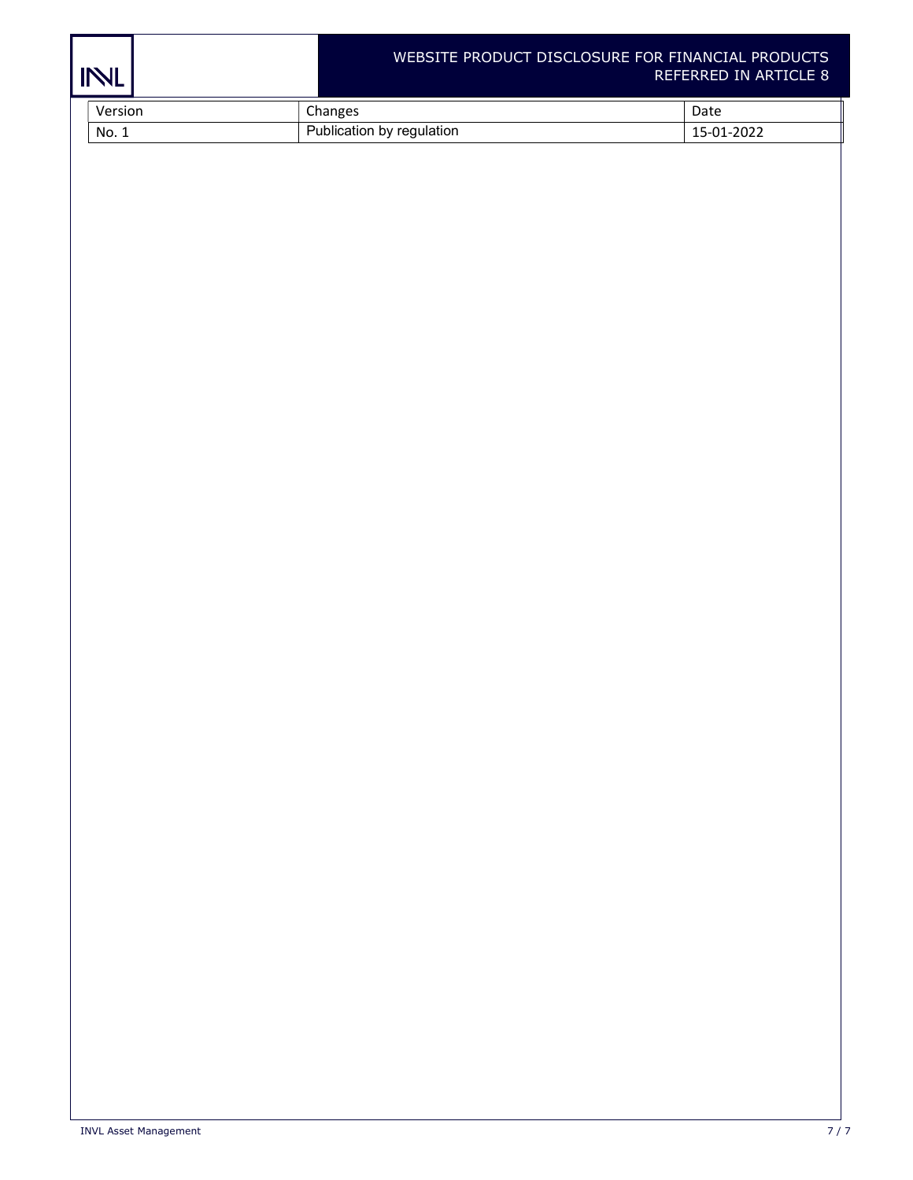| Version | Changes | Date |
| --- | --- | --- |
| No. 1 | Publication by regulation | 15-01-2022 |